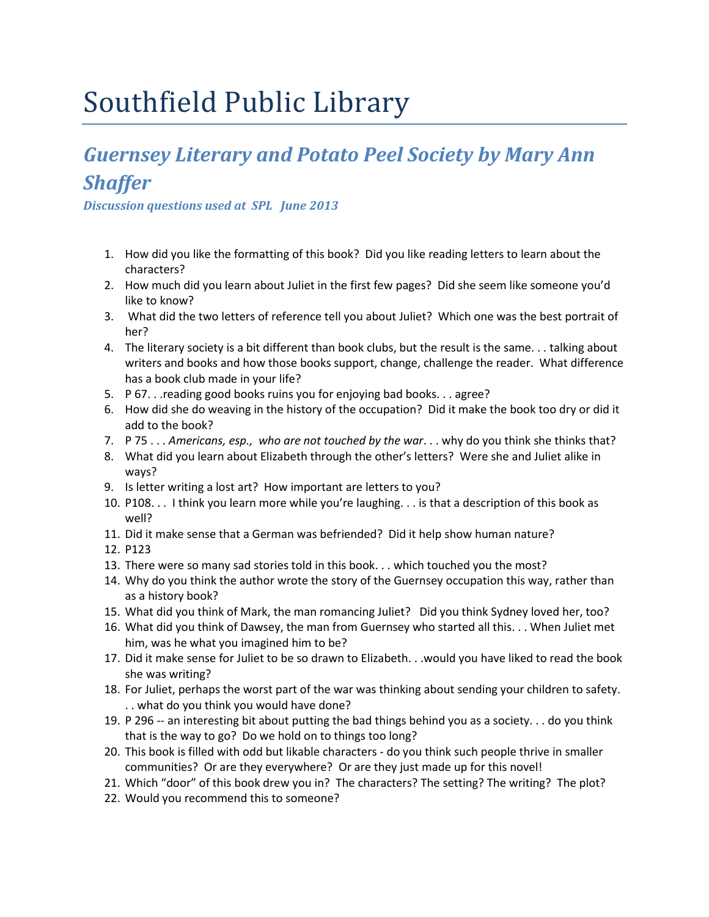# Southfield Public Library

## *Guernsey Literary and Potato Peel Society by Mary Ann Shaffer*

***Discussion questions used at SPL June 2013***

1. How did you like the formatting of this book? Did you like reading letters to learn about the characters?
2. How much did you learn about Juliet in the first few pages? Did she seem like someone you'd like to know?
3. What did the two letters of reference tell you about Juliet? Which one was the best portrait of her?
4. The literary society is a bit different than book clubs, but the result is the same. . . talking about writers and books and how those books support, change, challenge the reader. What difference has a book club made in your life?
5. P 67. . .reading good books ruins you for enjoying bad books. . . agree?
6. How did she do weaving in the history of the occupation? Did it make the book too dry or did it add to the book?
7. P 75 . . . *Americans, esp., who are not touched by the war*. . . why do you think she thinks that?
8. What did you learn about Elizabeth through the other's letters? Were she and Juliet alike in ways?
9. Is letter writing a lost art? How important are letters to you?
10. P108. . . I think you learn more while you're laughing. . . is that a description of this book as well?
11. Did it make sense that a German was befriended? Did it help show human nature?
12. P123
13. There were so many sad stories told in this book. . . which touched you the most?
14. Why do you think the author wrote the story of the Guernsey occupation this way, rather than as a history book?
15. What did you think of Mark, the man romancing Juliet? Did you think Sydney loved her, too?
16. What did you think of Dawsey, the man from Guernsey who started all this. . . When Juliet met him, was he what you imagined him to be?
17. Did it make sense for Juliet to be so drawn to Elizabeth. . .would you have liked to read the book she was writing?
18. For Juliet, perhaps the worst part of the war was thinking about sending your children to safety. . . what do you think you would have done?
19. P 296 -- an interesting bit about putting the bad things behind you as a society. . . do you think that is the way to go? Do we hold on to things too long?
20. This book is filled with odd but likable characters - do you think such people thrive in smaller communities? Or are they everywhere? Or are they just made up for this novel!
21. Which "door" of this book drew you in? The characters? The setting? The writing? The plot?
22. Would you recommend this to someone?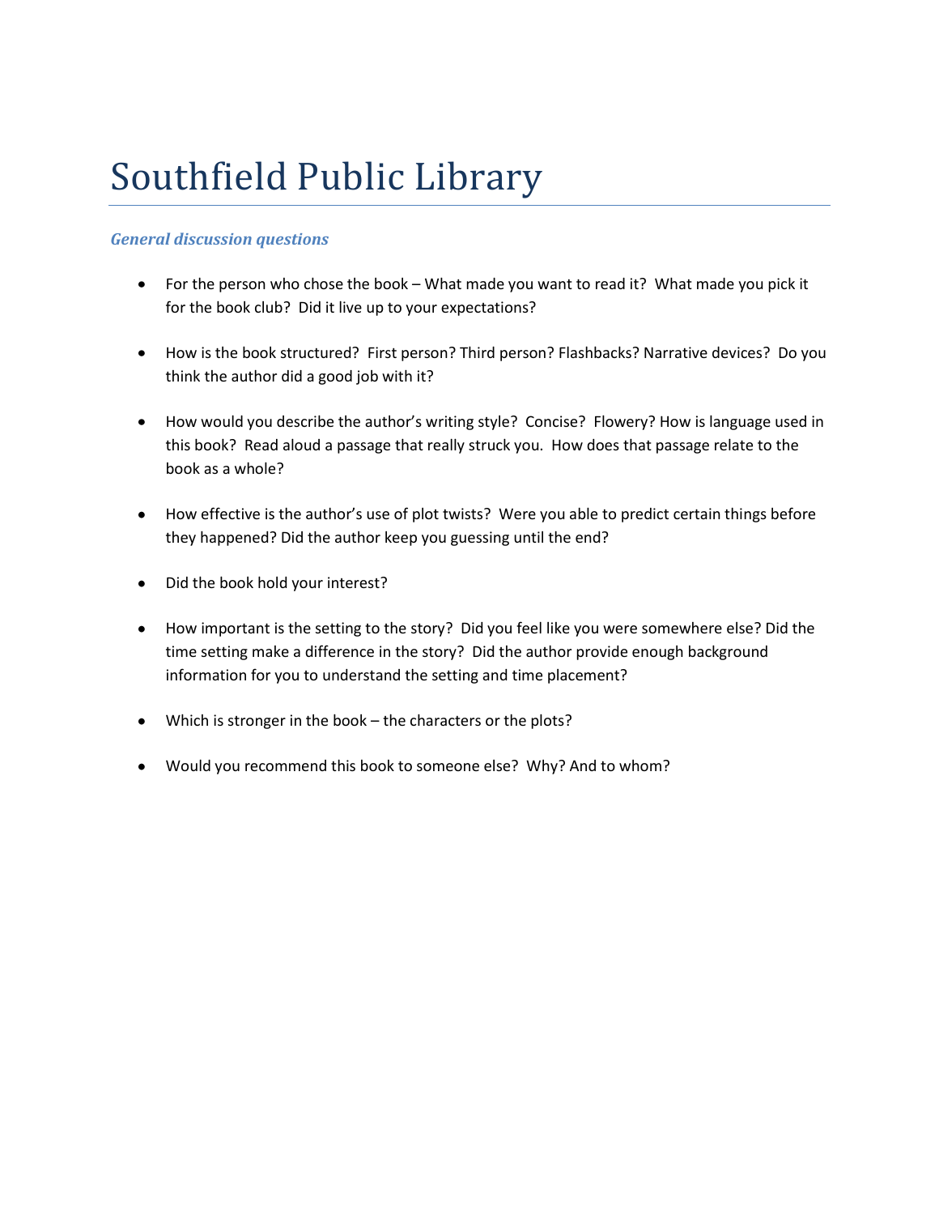# Southfield Public Library

***General discussion questions***

- For the person who chose the book – What made you want to read it? What made you pick it for the book club? Did it live up to your expectations?

- How is the book structured? First person? Third person? Flashbacks? Narrative devices? Do you think the author did a good job with it?

- How would you describe the author's writing style? Concise? Flowery? How is language used in this book? Read aloud a passage that really struck you. How does that passage relate to the book as a whole?

- How effective is the author's use of plot twists? Were you able to predict certain things before they happened? Did the author keep you guessing until the end?

- Did the book hold your interest?

- How important is the setting to the story? Did you feel like you were somewhere else? Did the time setting make a difference in the story? Did the author provide enough background information for you to understand the setting and time placement?

- Which is stronger in the book – the characters or the plots?

- Would you recommend this book to someone else? Why? And to whom?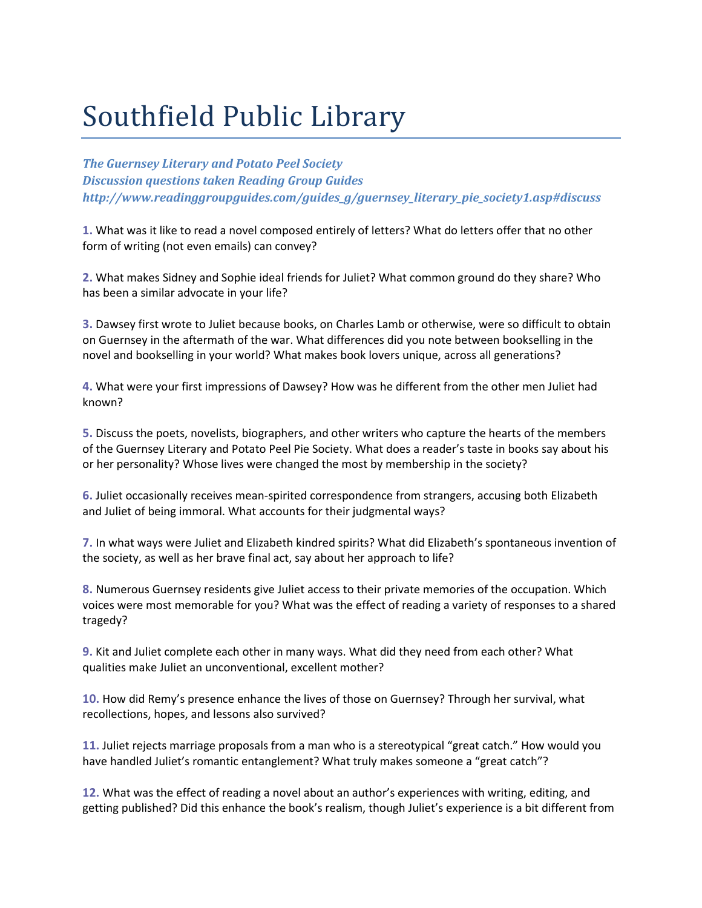# Southfield Public Library

***The Guernsey Literary and Potato Peel Society***
***Discussion questions taken Reading Group Guides***
***http://www.readinggroupguides.com/guides_g/guernsey_literary_pie_society1.asp#discuss***

**1.** What was it like to read a novel composed entirely of letters? What do letters offer that no other form of writing (not even emails) can convey?

**2.** What makes Sidney and Sophie ideal friends for Juliet? What common ground do they share? Who has been a similar advocate in your life?

**3.** Dawsey first wrote to Juliet because books, on Charles Lamb or otherwise, were so difficult to obtain on Guernsey in the aftermath of the war. What differences did you note between bookselling in the novel and bookselling in your world? What makes book lovers unique, across all generations?

**4.** What were your first impressions of Dawsey? How was he different from the other men Juliet had known?

**5.** Discuss the poets, novelists, biographers, and other writers who capture the hearts of the members of the Guernsey Literary and Potato Peel Pie Society. What does a reader's taste in books say about his or her personality? Whose lives were changed the most by membership in the society?

**6.** Juliet occasionally receives mean-spirited correspondence from strangers, accusing both Elizabeth and Juliet of being immoral. What accounts for their judgmental ways?

**7.** In what ways were Juliet and Elizabeth kindred spirits? What did Elizabeth's spontaneous invention of the society, as well as her brave final act, say about her approach to life?

**8.** Numerous Guernsey residents give Juliet access to their private memories of the occupation. Which voices were most memorable for you? What was the effect of reading a variety of responses to a shared tragedy?

**9.** Kit and Juliet complete each other in many ways. What did they need from each other? What qualities make Juliet an unconventional, excellent mother?

**10.** How did Remy's presence enhance the lives of those on Guernsey? Through her survival, what recollections, hopes, and lessons also survived?

**11.** Juliet rejects marriage proposals from a man who is a stereotypical "great catch." How would you have handled Juliet's romantic entanglement? What truly makes someone a "great catch"?

**12.** What was the effect of reading a novel about an author's experiences with writing, editing, and getting published? Did this enhance the book's realism, though Juliet's experience is a bit different from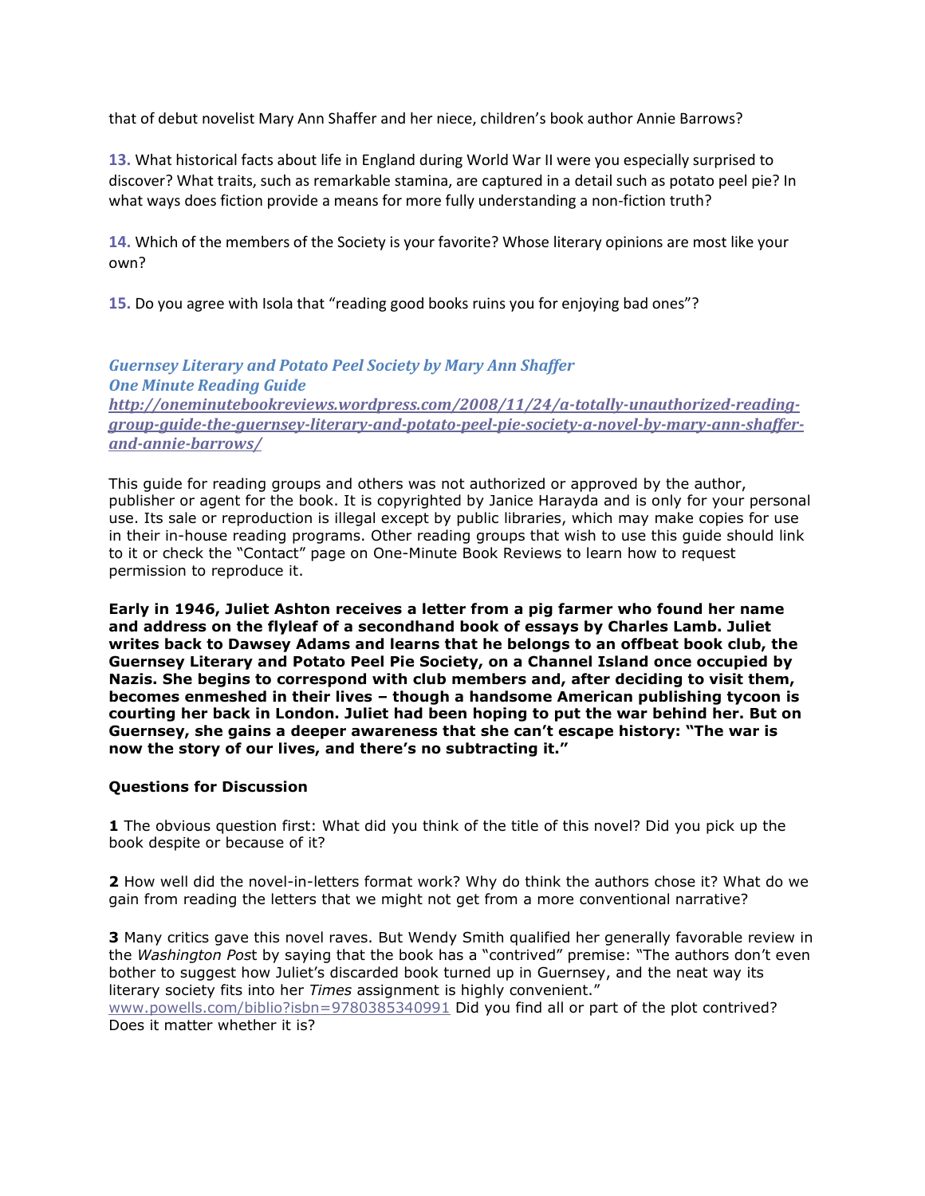that of debut novelist Mary Ann Shaffer and her niece, children's book author Annie Barrows?

**13.** What historical facts about life in England during World War II were you especially surprised to discover? What traits, such as remarkable stamina, are captured in a detail such as potato peel pie? In what ways does fiction provide a means for more fully understanding a non-fiction truth?

**14.** Which of the members of the Society is your favorite? Whose literary opinions are most like your own?

**15.** Do you agree with Isola that "reading good books ruins you for enjoying bad ones"?

### *Guernsey Literary and Potato Peel Society by Mary Ann Shaffer*
### *One Minute Reading Guide*
***http://oneminutebookreviews.wordpress.com/2008/11/24/a-totally-unauthorized-reading-group-guide-the-guernsey-literary-and-potato-peel-pie-society-a-novel-by-mary-ann-shaffer-and-annie-barrows/***

This guide for reading groups and others was not authorized or approved by the author, publisher or agent for the book. It is copyrighted by Janice Harayda and is only for your personal use. Its sale or reproduction is illegal except by public libraries, which may make copies for use in their in-house reading programs. Other reading groups that wish to use this guide should link to it or check the "Contact" page on One-Minute Book Reviews to learn how to request permission to reproduce it.

**Early in 1946, Juliet Ashton receives a letter from a pig farmer who found her name and address on the flyleaf of a secondhand book of essays by Charles Lamb. Juliet writes back to Dawsey Adams and learns that he belongs to an offbeat book club, the Guernsey Literary and Potato Peel Pie Society, on a Channel Island once occupied by Nazis. She begins to correspond with club members and, after deciding to visit them, becomes enmeshed in their lives – though a handsome American publishing tycoon is courting her back in London. Juliet had been hoping to put the war behind her. But on Guernsey, she gains a deeper awareness that she can't escape history: "The war is now the story of our lives, and there's no subtracting it."**

**Questions for Discussion**

**1** The obvious question first: What did you think of the title of this novel? Did you pick up the book despite or because of it?

**2** How well did the novel-in-letters format work? Why do think the authors chose it? What do we gain from reading the letters that we might not get from a more conventional narrative?

**3** Many critics gave this novel raves. But Wendy Smith qualified her generally favorable review in the *Washington Post* by saying that the book has a "contrived" premise: "The authors don't even bother to suggest how Juliet's discarded book turned up in Guernsey, and the neat way its literary society fits into her *Times* assignment is highly convenient." www.powells.com/biblio?isbn=9780385340991 Did you find all or part of the plot contrived? Does it matter whether it is?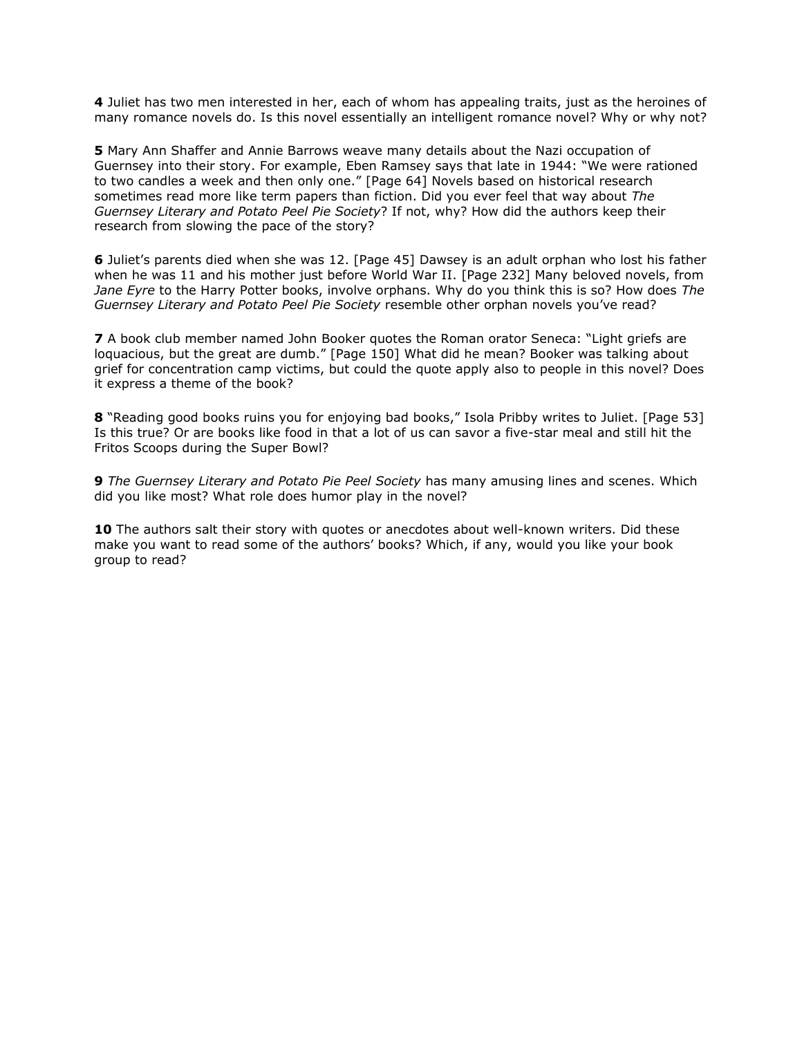**4** Juliet has two men interested in her, each of whom has appealing traits, just as the heroines of many romance novels do. Is this novel essentially an intelligent romance novel? Why or why not?

**5** Mary Ann Shaffer and Annie Barrows weave many details about the Nazi occupation of Guernsey into their story. For example, Eben Ramsey says that late in 1944: "We were rationed to two candles a week and then only one." [Page 64] Novels based on historical research sometimes read more like term papers than fiction. Did you ever feel that way about *The Guernsey Literary and Potato Peel Pie Society*? If not, why? How did the authors keep their research from slowing the pace of the story?

**6** Juliet's parents died when she was 12. [Page 45] Dawsey is an adult orphan who lost his father when he was 11 and his mother just before World War II. [Page 232] Many beloved novels, from *Jane Eyre* to the Harry Potter books, involve orphans. Why do you think this is so? How does *The Guernsey Literary and Potato Peel Pie Society* resemble other orphan novels you've read?

**7** A book club member named John Booker quotes the Roman orator Seneca: "Light griefs are loquacious, but the great are dumb." [Page 150] What did he mean? Booker was talking about grief for concentration camp victims, but could the quote apply also to people in this novel? Does it express a theme of the book?

**8** "Reading good books ruins you for enjoying bad books," Isola Pribby writes to Juliet. [Page 53] Is this true? Or are books like food in that a lot of us can savor a five-star meal and still hit the Fritos Scoops during the Super Bowl?

**9** *The Guernsey Literary and Potato Pie Peel Society* has many amusing lines and scenes. Which did you like most? What role does humor play in the novel?

**10** The authors salt their story with quotes or anecdotes about well-known writers. Did these make you want to read some of the authors' books? Which, if any, would you like your book group to read?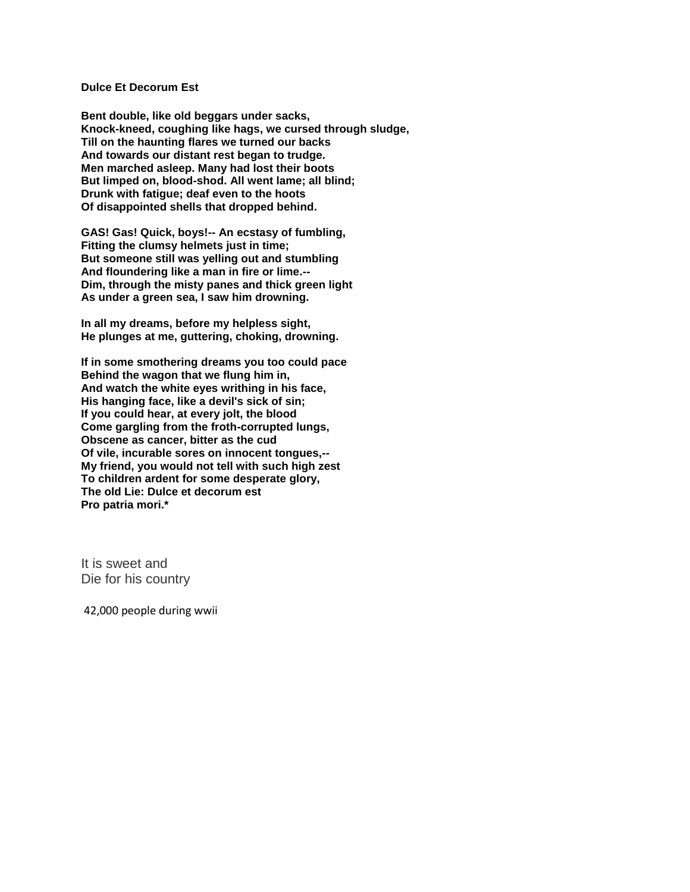**Dulce Et Decorum Est**

**Bent double, like old beggars under sacks,**
**Knock-kneed, coughing like hags, we cursed through sludge,**
**Till on the haunting flares we turned our backs**
**And towards our distant rest began to trudge.**
**Men marched asleep. Many had lost their boots**
**But limped on, blood-shod. All went lame; all blind;**
**Drunk with fatigue; deaf even to the hoots**
**Of disappointed shells that dropped behind.**

**GAS! Gas! Quick, boys!-- An ecstasy of fumbling,**
**Fitting the clumsy helmets just in time;**
**But someone still was yelling out and stumbling**
**And floundering like a man in fire or lime.--**
**Dim, through the misty panes and thick green light**
**As under a green sea, I saw him drowning.**

**In all my dreams, before my helpless sight,**
**He plunges at me, guttering, choking, drowning.**

**If in some smothering dreams you too could pace**
**Behind the wagon that we flung him in,**
**And watch the white eyes writhing in his face,**
**His hanging face, like a devil's sick of sin;**
**If you could hear, at every jolt, the blood**
**Come gargling from the froth-corrupted lungs,**
**Obscene as cancer, bitter as the cud**
**Of vile, incurable sores on innocent tongues,--**
**My friend, you would not tell with such high zest**
**To children ardent for some desperate glory,**
**The old Lie: Dulce et decorum est**
**Pro patria mori.***

It is sweet and
Die for his country

42,000 people during wwii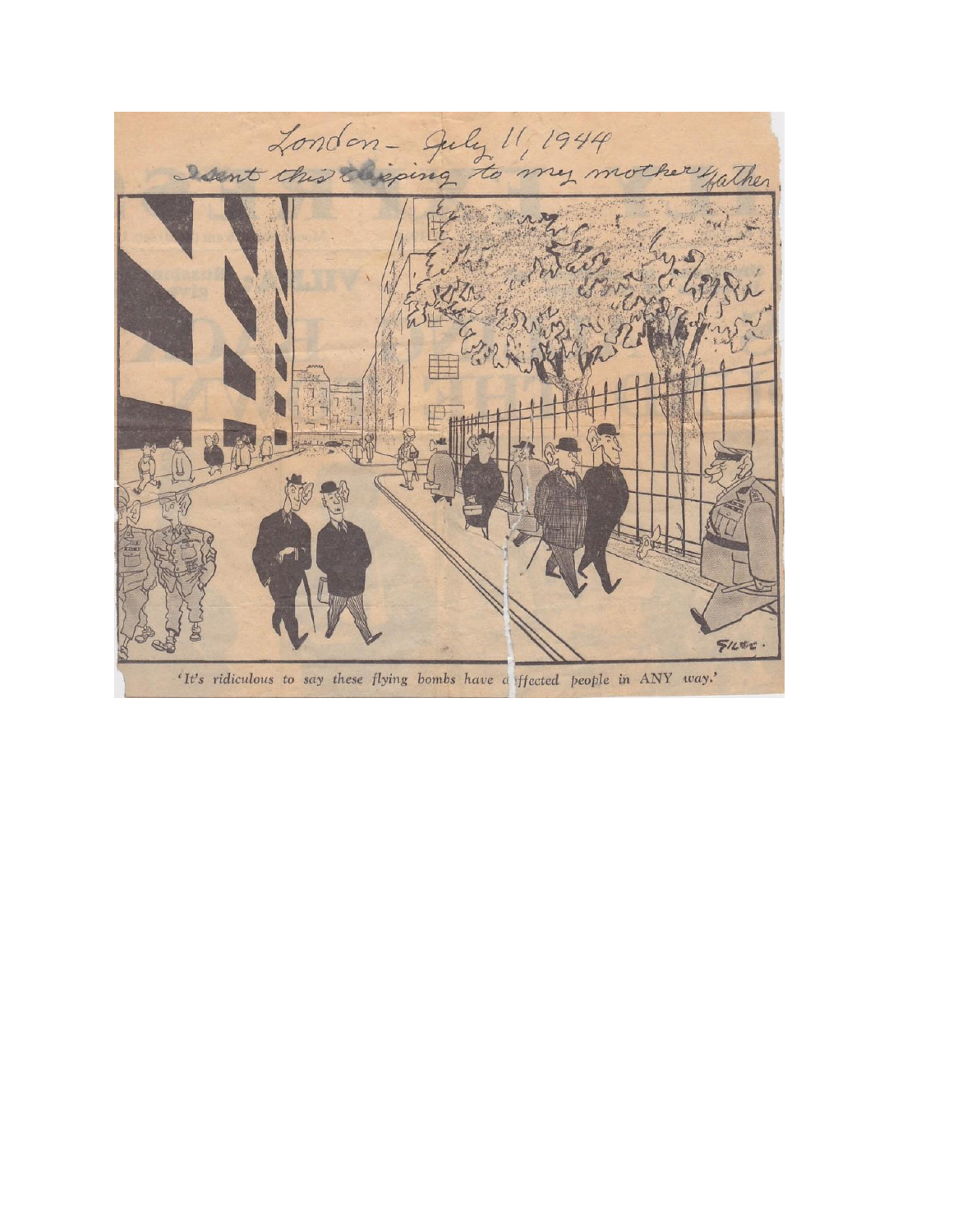London - July 11, 1944
I sent this clipping to my mother & father

'It's ridiculous to say these flying bombs have affected people in ANY way.'